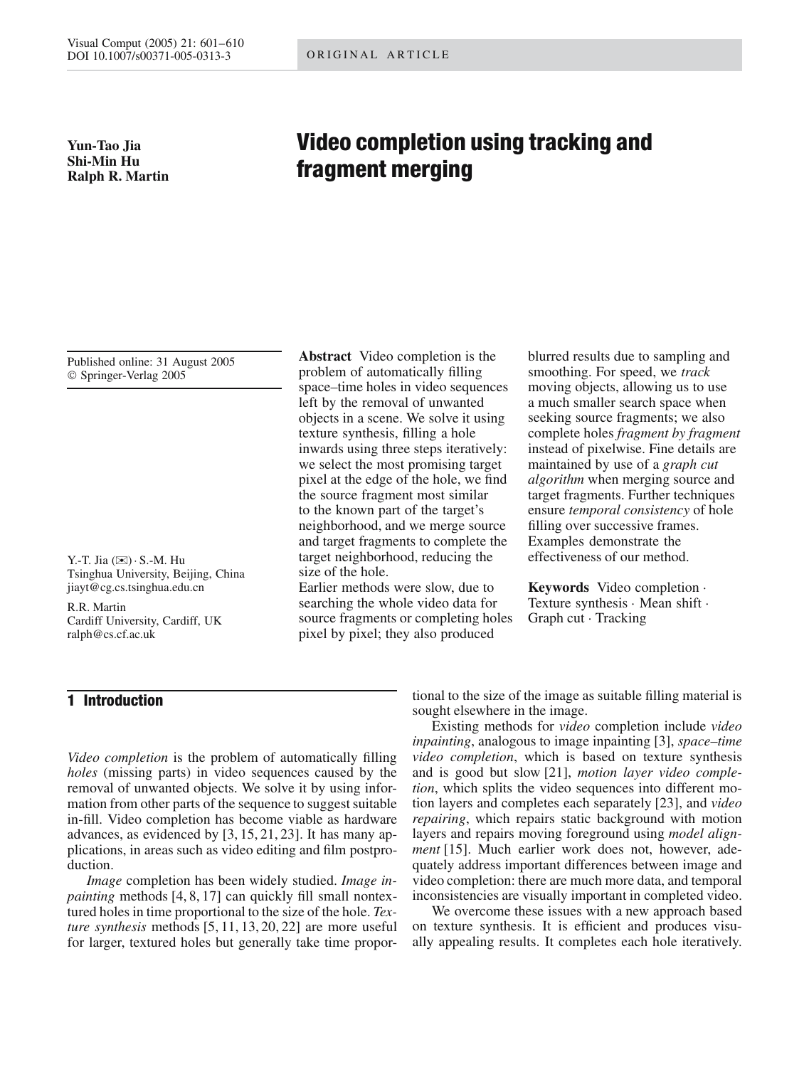ORIGINAL ARTICLE

**Yun-Tao Jia**
**Shi-Min Hu**
**Ralph R. Martin**

# Video completion using tracking and fragment merging

Published online: 31 August 2005
© Springer-Verlag 2005

Y.-T. Jia (✉) · S.-M. Hu
Tsinghua University, Beijing, China
jiayt@cg.cs.tsinghua.edu.cn

R.R. Martin
Cardiff University, Cardiff, UK
ralph@cs.cf.ac.uk

**Abstract** Video completion is the problem of automatically filling space–time holes in video sequences left by the removal of unwanted objects in a scene. We solve it using texture synthesis, filling a hole inwards using three steps iteratively: we select the most promising target pixel at the edge of the hole, we find the source fragment most similar to the known part of the target's neighborhood, and we merge source and target fragments to complete the target neighborhood, reducing the size of the hole.
Earlier methods were slow, due to searching the whole video data for source fragments or completing holes pixel by pixel; they also produced blurred results due to sampling and smoothing. For speed, we *track* moving objects, allowing us to use a much smaller search space when seeking source fragments; we also complete holes *fragment by fragment* instead of pixelwise. Fine details are maintained by use of a *graph cut algorithm* when merging source and target fragments. Further techniques ensure *temporal consistency* of hole filling over successive frames. Examples demonstrate the effectiveness of our method.

**Keywords** Video completion · Texture synthesis · Mean shift · Graph cut · Tracking

## 1 Introduction

*Video completion* is the problem of automatically filling *holes* (missing parts) in video sequences caused by the removal of unwanted objects. We solve it by using information from other parts of the sequence to suggest suitable in-fill. Video completion has become viable as hardware advances, as evidenced by [3, 15, 21, 23]. It has many applications, in areas such as video editing and film postproduction.

*Image* completion has been widely studied. *Image inpainting* methods [4, 8, 17] can quickly fill small nontextured holes in time proportional to the size of the hole. *Texture synthesis* methods [5, 11, 13, 20, 22] are more useful for larger, textured holes but generally take time proportional to the size of the image as suitable filling material is sought elsewhere in the image.

Existing methods for *video* completion include *video inpainting*, analogous to image inpainting [3], *space–time video completion*, which is based on texture synthesis and is good but slow [21], *motion layer video completion*, which splits the video sequences into different motion layers and completes each separately [23], and *video repairing*, which repairs static background with motion layers and repairs moving foreground using *model alignment* [15]. Much earlier work does not, however, adequately address important differences between image and video completion: there are much more data, and temporal inconsistencies are visually important in completed video.

We overcome these issues with a new approach based on texture synthesis. It is efficient and produces visually appealing results. It completes each hole iteratively.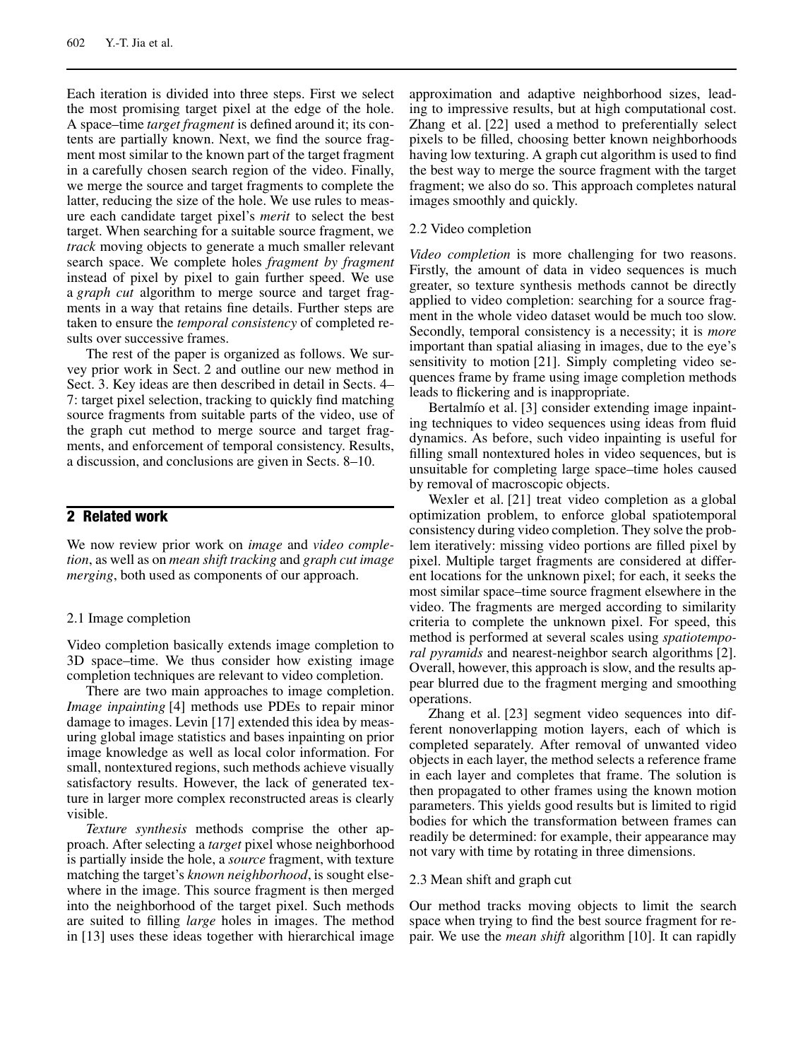Each iteration is divided into three steps. First we select the most promising target pixel at the edge of the hole. A space–time *target fragment* is defined around it; its contents are partially known. Next, we find the source fragment most similar to the known part of the target fragment in a carefully chosen search region of the video. Finally, we merge the source and target fragments to complete the latter, reducing the size of the hole. We use rules to measure each candidate target pixel's *merit* to select the best target. When searching for a suitable source fragment, we *track* moving objects to generate a much smaller relevant search space. We complete holes *fragment by fragment* instead of pixel by pixel to gain further speed. We use a *graph cut* algorithm to merge source and target fragments in a way that retains fine details. Further steps are taken to ensure the *temporal consistency* of completed results over successive frames.

The rest of the paper is organized as follows. We survey prior work in Sect. 2 and outline our new method in Sect. 3. Key ideas are then described in detail in Sects. 4–7: target pixel selection, tracking to quickly find matching source fragments from suitable parts of the video, use of the graph cut method to merge source and target fragments, and enforcement of temporal consistency. Results, a discussion, and conclusions are given in Sects. 8–10.

## 2 Related work

We now review prior work on *image* and *video completion*, as well as on *mean shift tracking* and *graph cut image merging*, both used as components of our approach.

### 2.1 Image completion

Video completion basically extends image completion to 3D space–time. We thus consider how existing image completion techniques are relevant to video completion.

There are two main approaches to image completion. *Image inpainting* [4] methods use PDEs to repair minor damage to images. Levin [17] extended this idea by measuring global image statistics and bases inpainting on prior image knowledge as well as local color information. For small, nontextured regions, such methods achieve visually satisfactory results. However, the lack of generated texture in larger more complex reconstructed areas is clearly visible.

*Texture synthesis* methods comprise the other approach. After selecting a *target* pixel whose neighborhood is partially inside the hole, a *source* fragment, with texture matching the target's *known neighborhood*, is sought elsewhere in the image. This source fragment is then merged into the neighborhood of the target pixel. Such methods are suited to filling *large* holes in images. The method in [13] uses these ideas together with hierarchical image approximation and adaptive neighborhood sizes, leading to impressive results, but at high computational cost. Zhang et al. [22] used a method to preferentially select pixels to be filled, choosing better known neighborhoods having low texturing. A graph cut algorithm is used to find the best way to merge the source fragment with the target fragment; we also do so. This approach completes natural images smoothly and quickly.

### 2.2 Video completion

*Video completion* is more challenging for two reasons. Firstly, the amount of data in video sequences is much greater, so texture synthesis methods cannot be directly applied to video completion: searching for a source fragment in the whole video dataset would be much too slow. Secondly, temporal consistency is a necessity; it is *more* important than spatial aliasing in images, due to the eye's sensitivity to motion [21]. Simply completing video sequences frame by frame using image completion methods leads to flickering and is inappropriate.

Bertalmío et al. [3] consider extending image inpainting techniques to video sequences using ideas from fluid dynamics. As before, such video inpainting is useful for filling small nontextured holes in video sequences, but is unsuitable for completing large space–time holes caused by removal of macroscopic objects.

Wexler et al. [21] treat video completion as a global optimization problem, to enforce global spatiotemporal consistency during video completion. They solve the problem iteratively: missing video portions are filled pixel by pixel. Multiple target fragments are considered at different locations for the unknown pixel; for each, it seeks the most similar space–time source fragment elsewhere in the video. The fragments are merged according to similarity criteria to complete the unknown pixel. For speed, this method is performed at several scales using *spatiotemporal pyramids* and nearest-neighbor search algorithms [2]. Overall, however, this approach is slow, and the results appear blurred due to the fragment merging and smoothing operations.

Zhang et al. [23] segment video sequences into different nonoverlapping motion layers, each of which is completed separately. After removal of unwanted video objects in each layer, the method selects a reference frame in each layer and completes that frame. The solution is then propagated to other frames using the known motion parameters. This yields good results but is limited to rigid bodies for which the transformation between frames can readily be determined: for example, their appearance may not vary with time by rotating in three dimensions.

### 2.3 Mean shift and graph cut

Our method tracks moving objects to limit the search space when trying to find the best source fragment for repair. We use the *mean shift* algorithm [10]. It can rapidly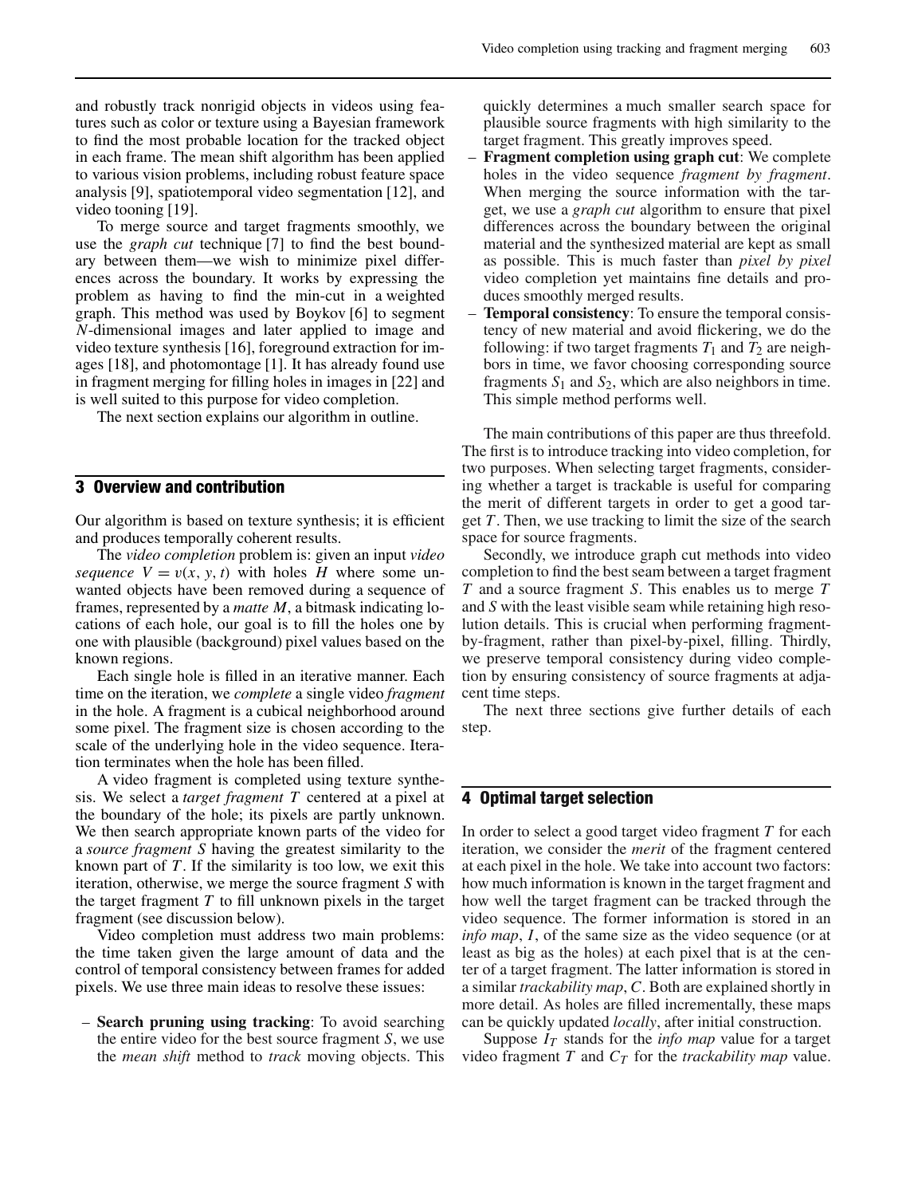and robustly track nonrigid objects in videos using features such as color or texture using a Bayesian framework to find the most probable location for the tracked object in each frame. The mean shift algorithm has been applied to various vision problems, including robust feature space analysis [9], spatiotemporal video segmentation [12], and video tooning [19].

To merge source and target fragments smoothly, we use the *graph cut* technique [7] to find the best boundary between them—we wish to minimize pixel differences across the boundary. It works by expressing the problem as having to find the min-cut in a weighted graph. This method was used by Boykov [6] to segment $N$-dimensional images and later applied to image and video texture synthesis [16], foreground extraction for images [18], and photomontage [1]. It has already found use in fragment merging for filling holes in images in [22] and is well suited to this purpose for video completion.

The next section explains our algorithm in outline.

## 3 Overview and contribution

Our algorithm is based on texture synthesis; it is efficient and produces temporally coherent results.

The *video completion* problem is: given an input *video sequence* $V = v(x, y, t)$ with holes $H$ where some unwanted objects have been removed during a sequence of frames, represented by a *matte* $M$, a bitmask indicating locations of each hole, our goal is to fill the holes one by one with plausible (background) pixel values based on the known regions.

Each single hole is filled in an iterative manner. Each time on the iteration, we *complete* a single video *fragment* in the hole. A fragment is a cubical neighborhood around some pixel. The fragment size is chosen according to the scale of the underlying hole in the video sequence. Iteration terminates when the hole has been filled.

A video fragment is completed using texture synthesis. We select a *target fragment* $T$ centered at a pixel at the boundary of the hole; its pixels are partly unknown. We then search appropriate known parts of the video for a *source fragment* $S$ having the greatest similarity to the known part of $T$. If the similarity is too low, we exit this iteration, otherwise, we merge the source fragment $S$ with the target fragment $T$ to fill unknown pixels in the target fragment (see discussion below).

Video completion must address two main problems: the time taken given the large amount of data and the control of temporal consistency between frames for added pixels. We use three main ideas to resolve these issues:

– **Search pruning using tracking**: To avoid searching the entire video for the best source fragment $S$, we use the *mean shift* method to *track* moving objects. This quickly determines a much smaller search space for plausible source fragments with high similarity to the target fragment. This greatly improves speed.
– **Fragment completion using graph cut**: We complete holes in the video sequence *fragment by fragment*. When merging the source information with the target, we use a *graph cut* algorithm to ensure that pixel differences across the boundary between the original material and the synthesized material are kept as small as possible. This is much faster than *pixel by pixel* video completion yet maintains fine details and produces smoothly merged results.
– **Temporal consistency**: To ensure the temporal consistency of new material and avoid flickering, we do the following: if two target fragments $T_1$ and $T_2$ are neighbors in time, we favor choosing corresponding source fragments $S_1$ and $S_2$, which are also neighbors in time. This simple method performs well.

The main contributions of this paper are thus threefold. The first is to introduce tracking into video completion, for two purposes. When selecting target fragments, considering whether a target is trackable is useful for comparing the merit of different targets in order to get a good target $T$. Then, we use tracking to limit the size of the search space for source fragments.

Secondly, we introduce graph cut methods into video completion to find the best seam between a target fragment $T$ and a source fragment $S$. This enables us to merge $T$ and $S$ with the least visible seam while retaining high resolution details. This is crucial when performing fragment-by-fragment, rather than pixel-by-pixel, filling. Thirdly, we preserve temporal consistency during video completion by ensuring consistency of source fragments at adjacent time steps.

The next three sections give further details of each step.

## 4 Optimal target selection

In order to select a good target video fragment $T$ for each iteration, we consider the *merit* of the fragment centered at each pixel in the hole. We take into account two factors: how much information is known in the target fragment and how well the target fragment can be tracked through the video sequence. The former information is stored in an *info map*, $I$, of the same size as the video sequence (or at least as big as the holes) at each pixel that is at the center of a target fragment. The latter information is stored in a similar *trackability map*, $C$. Both are explained shortly in more detail. As holes are filled incrementally, these maps can be quickly updated *locally*, after initial construction.

Suppose $I_T$ stands for the *info map* value for a target video fragment $T$ and $C_T$ for the *trackability map* value.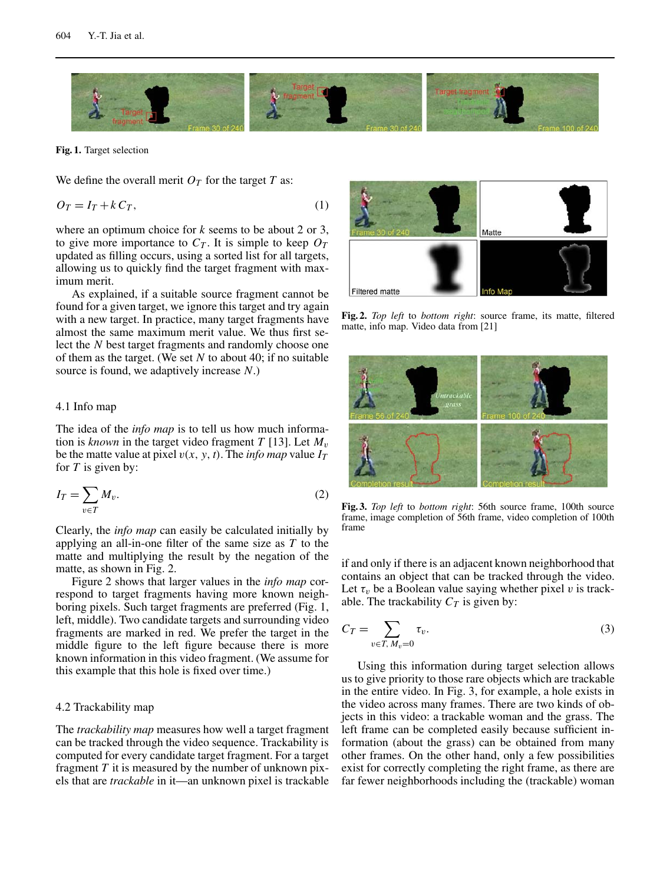Fig. 1. Target selection

We define the overall merit $O_T$ for the target $T$ as:

$$O_T = I_T + k\,C_T, \tag{1}$$

where an optimum choice for $k$ seems to be about 2 or 3, to give more importance to $C_T$. It is simple to keep $O_T$ updated as filling occurs, using a sorted list for all targets, allowing us to quickly find the target fragment with maximum merit.

As explained, if a suitable source fragment cannot be found for a given target, we ignore this target and try again with a new target. In practice, many target fragments have almost the same maximum merit value. We thus first select the $N$ best target fragments and randomly choose one of them as the target. (We set $N$ to about 40; if no suitable source is found, we adaptively increase $N$.)

### 4.1 Info map

The idea of the *info map* is to tell us how much information is *known* in the target video fragment $T$ [13]. Let $M_v$ be the matte value at pixel $v(x, y, t)$. The *info map* value $I_T$ for $T$ is given by:

$$I_T = \sum_{v \in T} M_v. \tag{2}$$

Clearly, the *info map* can easily be calculated initially by applying an all-in-one filter of the same size as $T$ to the matte and multiplying the result by the negation of the matte, as shown in Fig. 2.

Figure 2 shows that larger values in the *info map* correspond to target fragments having more known neighboring pixels. Such target fragments are preferred (Fig. 1, left, middle). Two candidate targets and surrounding video fragments are marked in red. We prefer the target in the middle figure to the left figure because there is more known information in this video fragment. (We assume for this example that this hole is fixed over time.)

Fig. 2. *Top left* to *bottom right*: source frame, its matte, filtered matte, info map. Video data from [21]

Fig. 3. *Top left* to *bottom right*: 56th source frame, 100th source frame, image completion of 56th frame, video completion of 100th frame

### 4.2 Trackability map

The *trackability map* measures how well a target fragment can be tracked through the video sequence. Trackability is computed for every candidate target fragment. For a target fragment $T$ it is measured by the number of unknown pixels that are *trackable* in it—an unknown pixel is trackable if and only if there is an adjacent known neighborhood that contains an object that can be tracked through the video. Let $\tau_v$ be a Boolean value saying whether pixel $v$ is trackable. The trackability $C_T$ is given by:

$$C_T = \sum_{v \in T,\, M_v = 0} \tau_v. \tag{3}$$

Using this information during target selection allows us to give priority to those rare objects which are trackable in the entire video. In Fig. 3, for example, a hole exists in the video across many frames. There are two kinds of objects in this video: a trackable woman and the grass. The left frame can be completed easily because sufficient information (about the grass) can be obtained from many other frames. On the other hand, only a few possibilities exist for correctly completing the right frame, as there are far fewer neighborhoods including the (trackable) woman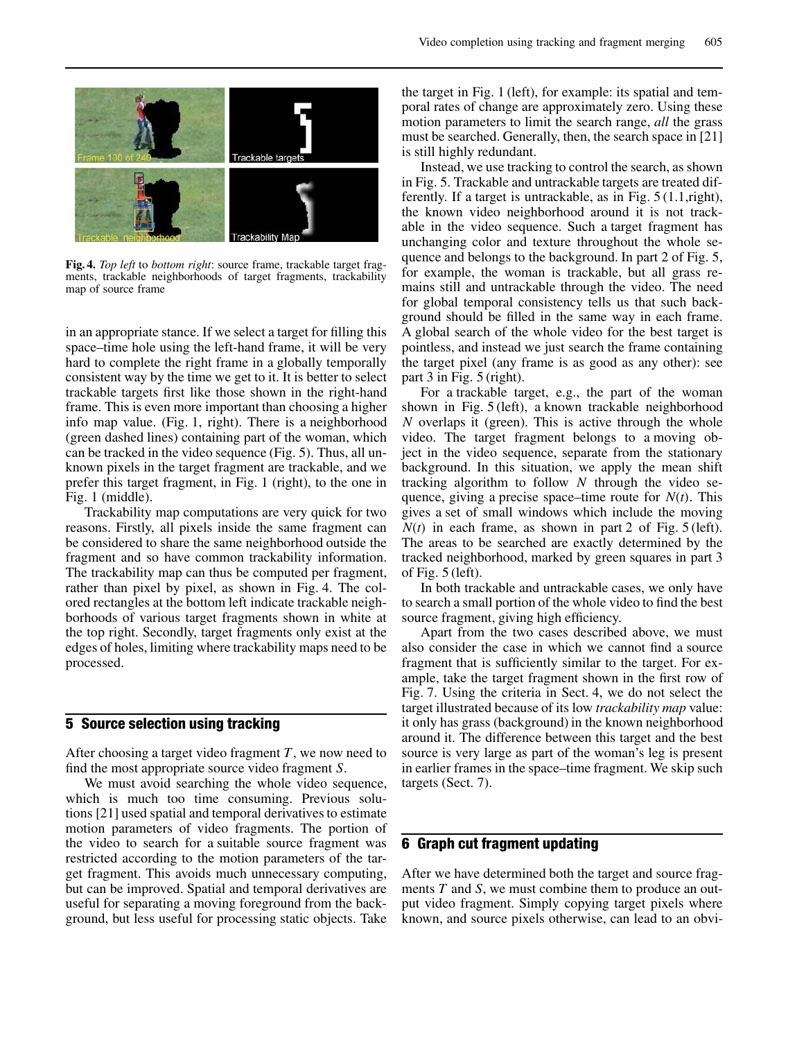**Fig. 4.** *Top left* to *bottom right*: source frame, trackable target fragments, trackable neighborhoods of target fragments, trackability map of source frame

in an appropriate stance. If we select a target for filling this space–time hole using the left-hand frame, it will be very hard to complete the right frame in a globally temporally consistent way by the time we get to it. It is better to select trackable targets first like those shown in the right-hand frame. This is even more important than choosing a higher info map value. (Fig. 1, right). There is a neighborhood (green dashed lines) containing part of the woman, which can be tracked in the video sequence (Fig. 5). Thus, all unknown pixels in the target fragment are trackable, and we prefer this target fragment, in Fig. 1 (right), to the one in Fig. 1 (middle).

Trackability map computations are very quick for two reasons. Firstly, all pixels inside the same fragment can be considered to share the same neighborhood outside the fragment and so have common trackability information. The trackability map can thus be computed per fragment, rather than pixel by pixel, as shown in Fig. 4. The colored rectangles at the bottom left indicate trackable neighborhoods of various target fragments shown in white at the top right. Secondly, target fragments only exist at the edges of holes, limiting where trackability maps need to be processed.

## 5 Source selection using tracking

After choosing a target video fragment $T$, we now need to find the most appropriate source video fragment $S$.

We must avoid searching the whole video sequence, which is much too time consuming. Previous solutions [21] used spatial and temporal derivatives to estimate motion parameters of video fragments. The portion of the video to search for a suitable source fragment was restricted according to the motion parameters of the target fragment. This avoids much unnecessary computing, but can be improved. Spatial and temporal derivatives are useful for separating a moving foreground from the background, but less useful for processing static objects. Take the target in Fig. 1 (left), for example: its spatial and temporal rates of change are approximately zero. Using these motion parameters to limit the search range, *all* the grass must be searched. Generally, then, the search space in [21] is still highly redundant.

Instead, we use tracking to control the search, as shown in Fig. 5. Trackable and untrackable targets are treated differently. If a target is untrackable, as in Fig. 5 (1.1,right), the known video neighborhood around it is not trackable in the video sequence. Such a target fragment has unchanging color and texture throughout the whole sequence and belongs to the background. In part 2 of Fig. 5, for example, the woman is trackable, but all grass remains still and untrackable through the video. The need for global temporal consistency tells us that such background should be filled in the same way in each frame. A global search of the whole video for the best target is pointless, and instead we just search the frame containing the target pixel (any frame is as good as any other): see part 3 in Fig. 5 (right).

For a trackable target, e.g., the part of the woman shown in Fig. 5 (left), a known trackable neighborhood $N$ overlaps it (green). This is active through the whole video. The target fragment belongs to a moving object in the video sequence, separate from the stationary background. In this situation, we apply the mean shift tracking algorithm to follow $N$ through the video sequence, giving a precise space–time route for $N(t)$. This gives a set of small windows which include the moving $N(t)$ in each frame, as shown in part 2 of Fig. 5 (left). The areas to be searched are exactly determined by the tracked neighborhood, marked by green squares in part 3 of Fig. 5 (left).

In both trackable and untrackable cases, we only have to search a small portion of the whole video to find the best source fragment, giving high efficiency.

Apart from the two cases described above, we must also consider the case in which we cannot find a source fragment that is sufficiently similar to the target. For example, take the target fragment shown in the first row of Fig. 7. Using the criteria in Sect. 4, we do not select the target illustrated because of its low *trackability map* value: it only has grass (background) in the known neighborhood around it. The difference between this target and the best source is very large as part of the woman's leg is present in earlier frames in the space–time fragment. We skip such targets (Sect. 7).

## 6 Graph cut fragment updating

After we have determined both the target and source fragments $T$ and $S$, we must combine them to produce an output video fragment. Simply copying target pixels where known, and source pixels otherwise, can lead to an obvi-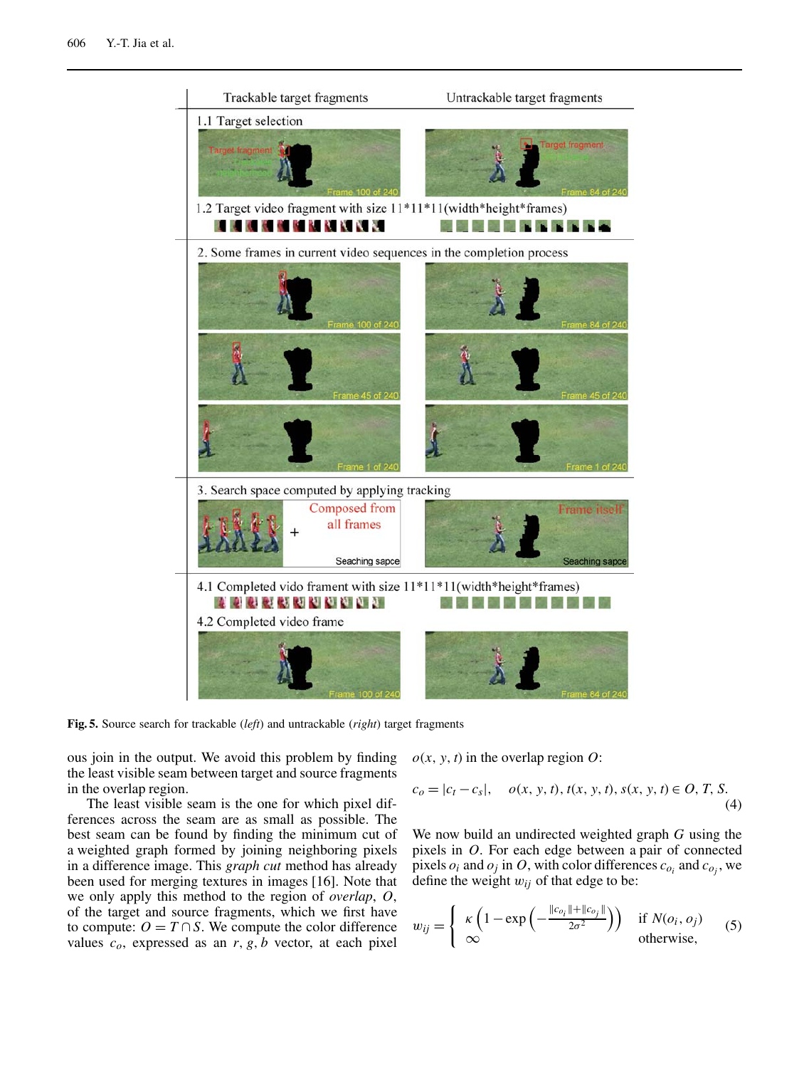Fig. 5. Source search for trackable (*left*) and untrackable (*right*) target fragments

ous join in the output. We avoid this problem by finding the least visible seam between target and source fragments in the overlap region.

The least visible seam is the one for which pixel differences across the seam are as small as possible. The best seam can be found by finding the minimum cut of a weighted graph formed by joining neighboring pixels in a difference image. This *graph cut* method has already been used for merging textures in images [16]. Note that we only apply this method to the region of *overlap*, $O$, of the target and source fragments, which we first have to compute: $O = T \cap S$. We compute the color difference values $c_o$, expressed as an $r, g, b$ vector, at each pixel $o(x, y, t)$ in the overlap region $O$:

$$c_o = |c_t - c_s|, \quad o(x, y, t), t(x, y, t), s(x, y, t) \in O, T, S. \tag{4}$$

We now build an undirected weighted graph $G$ using the pixels in $O$. For each edge between a pair of connected pixels $o_i$ and $o_j$ in $O$, with color differences $c_{o_i}$ and $c_{o_j}$, we define the weight $w_{ij}$ of that edge to be:

$$w_{ij} = \begin{cases} \kappa \left(1 - \exp\left(-\frac{\|c_{o_i}\| + \|c_{o_j}\|}{2\sigma^2}\right)\right) & \text{if } N(o_i, o_j) \\ \infty & \text{otherwise,} \end{cases} \tag{5}$$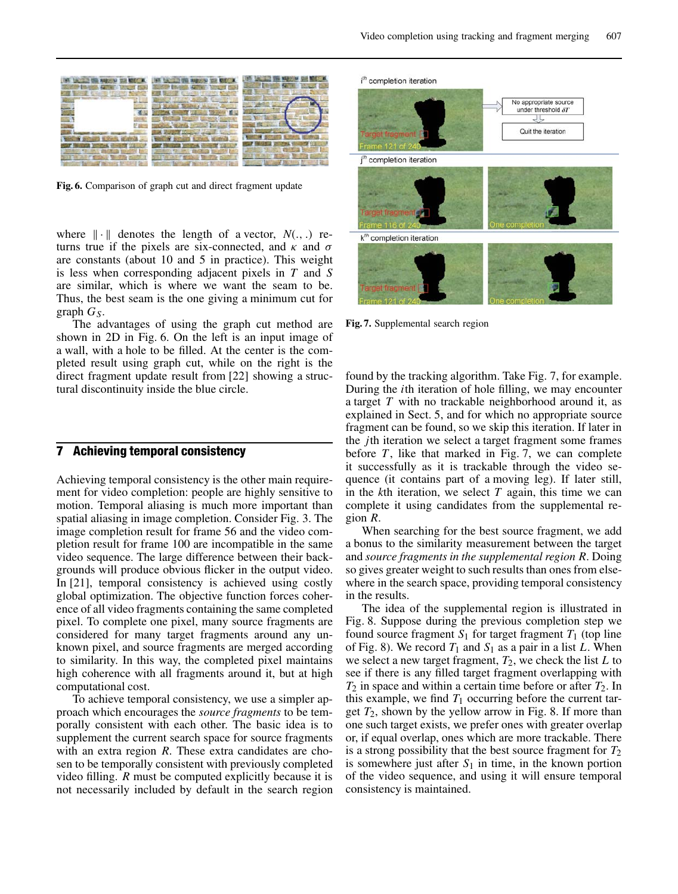Fig. 6. Comparison of graph cut and direct fragment update

where $\|\cdot\|$ denotes the length of a vector, $N(.,.)$ returns true if the pixels are six-connected, and $\kappa$ and $\sigma$ are constants (about 10 and 5 in practice). This weight is less when corresponding adjacent pixels in $T$ and $S$ are similar, which is where we want the seam to be. Thus, the best seam is the one giving a minimum cut for graph $G_S$.

The advantages of using the graph cut method are shown in 2D in Fig. 6. On the left is an input image of a wall, with a hole to be filled. At the center is the completed result using graph cut, while on the right is the direct fragment update result from [22] showing a structural discontinuity inside the blue circle.

## 7 Achieving temporal consistency

Achieving temporal consistency is the other main requirement for video completion: people are highly sensitive to motion. Temporal aliasing is much more important than spatial aliasing in image completion. Consider Fig. 3. The image completion result for frame 56 and the video completion result for frame 100 are incompatible in the same video sequence. The large difference between their backgrounds will produce obvious flicker in the output video. In [21], temporal consistency is achieved using costly global optimization. The objective function forces coherence of all video fragments containing the same completed pixel. To complete one pixel, many source fragments are considered for many target fragments around any unknown pixel, and source fragments are merged according to similarity. In this way, the completed pixel maintains high coherence with all fragments around it, but at high computational cost.

To achieve temporal consistency, we use a simpler approach which encourages the *source fragments* to be temporally consistent with each other. The basic idea is to supplement the current search space for source fragments with an extra region $R$. These extra candidates are chosen to be temporally consistent with previously completed video filling. $R$ must be computed explicitly because it is not necessarily included by default in the search region found by the tracking algorithm. Take Fig. 7, for example. During the $i$th iteration of hole filling, we may encounter a target $T$ with no trackable neighborhood around it, as explained in Sect. 5, and for which no appropriate source fragment can be found, so we skip this iteration. If later in the $j$th iteration we select a target fragment some frames before $T$, like that marked in Fig. 7, we can complete it successfully as it is trackable through the video sequence (it contains part of a moving leg). If later still, in the $k$th iteration, we select $T$ again, this time we can complete it using candidates from the supplemental region $R$.

Fig. 7. Supplemental search region

When searching for the best source fragment, we add a bonus to the similarity measurement between the target and *source fragments in the supplemental region R*. Doing so gives greater weight to such results than ones from elsewhere in the search space, providing temporal consistency in the results.

The idea of the supplemental region is illustrated in Fig. 8. Suppose during the previous completion step we found source fragment $S_1$ for target fragment $T_1$ (top line of Fig. 8). We record $T_1$ and $S_1$ as a pair in a list $L$. When we select a new target fragment, $T_2$, we check the list $L$ to see if there is any filled target fragment overlapping with $T_2$ in space and within a certain time before or after $T_2$. In this example, we find $T_1$ occurring before the current target $T_2$, shown by the yellow arrow in Fig. 8. If more than one such target exists, we prefer ones with greater overlap or, if equal overlap, ones which are more trackable. There is a strong possibility that the best source fragment for $T_2$ is somewhere just after $S_1$ in time, in the known portion of the video sequence, and using it will ensure temporal consistency is maintained.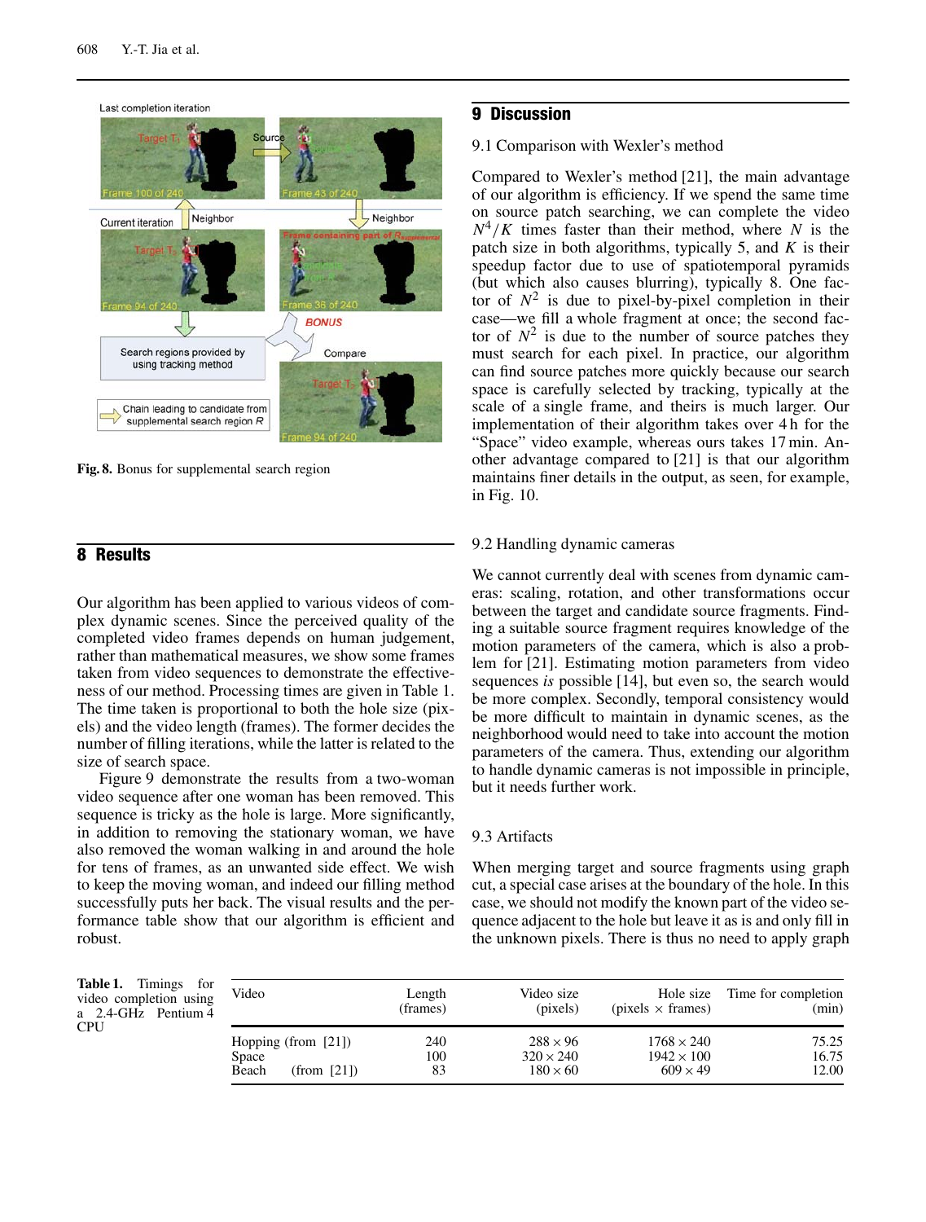Fig. 8. Bonus for supplemental search region

## 8 Results

Our algorithm has been applied to various videos of complex dynamic scenes. Since the perceived quality of the completed video frames depends on human judgement, rather than mathematical measures, we show some frames taken from video sequences to demonstrate the effectiveness of our method. Processing times are given in Table 1. The time taken is proportional to both the hole size (pixels) and the video length (frames). The former decides the number of filling iterations, while the latter is related to the size of search space.

Figure 9 demonstrate the results from a two-woman video sequence after one woman has been removed. This sequence is tricky as the hole is large. More significantly, in addition to removing the stationary woman, we have also removed the woman walking in and around the hole for tens of frames, as an unwanted side effect. We wish to keep the moving woman, and indeed our filling method successfully puts her back. The visual results and the performance table show that our algorithm is efficient and robust.

## 9 Discussion

### 9.1 Comparison with Wexler's method

Compared to Wexler's method [21], the main advantage of our algorithm is efficiency. If we spend the same time on source patch searching, we can complete the video $N^4/K$ times faster than their method, where $N$ is the patch size in both algorithms, typically 5, and $K$ is their speedup factor due to use of spatiotemporal pyramids (but which also causes blurring), typically 8. One factor of $N^2$ is due to pixel-by-pixel completion in their case—we fill a whole fragment at once; the second factor of $N^2$ is due to the number of source patches they must search for each pixel. In practice, our algorithm can find source patches more quickly because our search space is carefully selected by tracking, typically at the scale of a single frame, and theirs is much larger. Our implementation of their algorithm takes over 4 h for the "Space" video example, whereas ours takes 17 min. Another advantage compared to [21] is that our algorithm maintains finer details in the output, as seen, for example, in Fig. 10.

### 9.2 Handling dynamic cameras

We cannot currently deal with scenes from dynamic cameras: scaling, rotation, and other transformations occur between the target and candidate source fragments. Finding a suitable source fragment requires knowledge of the motion parameters of the camera, which is also a problem for [21]. Estimating motion parameters from video sequences *is* possible [14], but even so, the search would be more complex. Secondly, temporal consistency would be more difficult to maintain in dynamic scenes, as the neighborhood would need to take into account the motion parameters of the camera. Thus, extending our algorithm to handle dynamic cameras is not impossible in principle, but it needs further work.

### 9.3 Artifacts

When merging target and source fragments using graph cut, a special case arises at the boundary of the hole. In this case, we should not modify the known part of the video sequence adjacent to the hole but leave it as is and only fill in the unknown pixels. There is thus no need to apply graph

**Table 1.** Timings for video completion using a 2.4-GHz Pentium 4 CPU

| Video | Length (frames) | Video size (pixels) | Hole size (pixels × frames) | Time for completion (min) |
|---|---|---|---|---|
| Hopping (from [21]) | 240 | 288 × 96 | 1768 × 240 | 75.25 |
| Space | 100 | 320 × 240 | 1942 × 100 | 16.75 |
| Beach (from [21]) | 83 | 180 × 60 | 609 × 49 | 12.00 |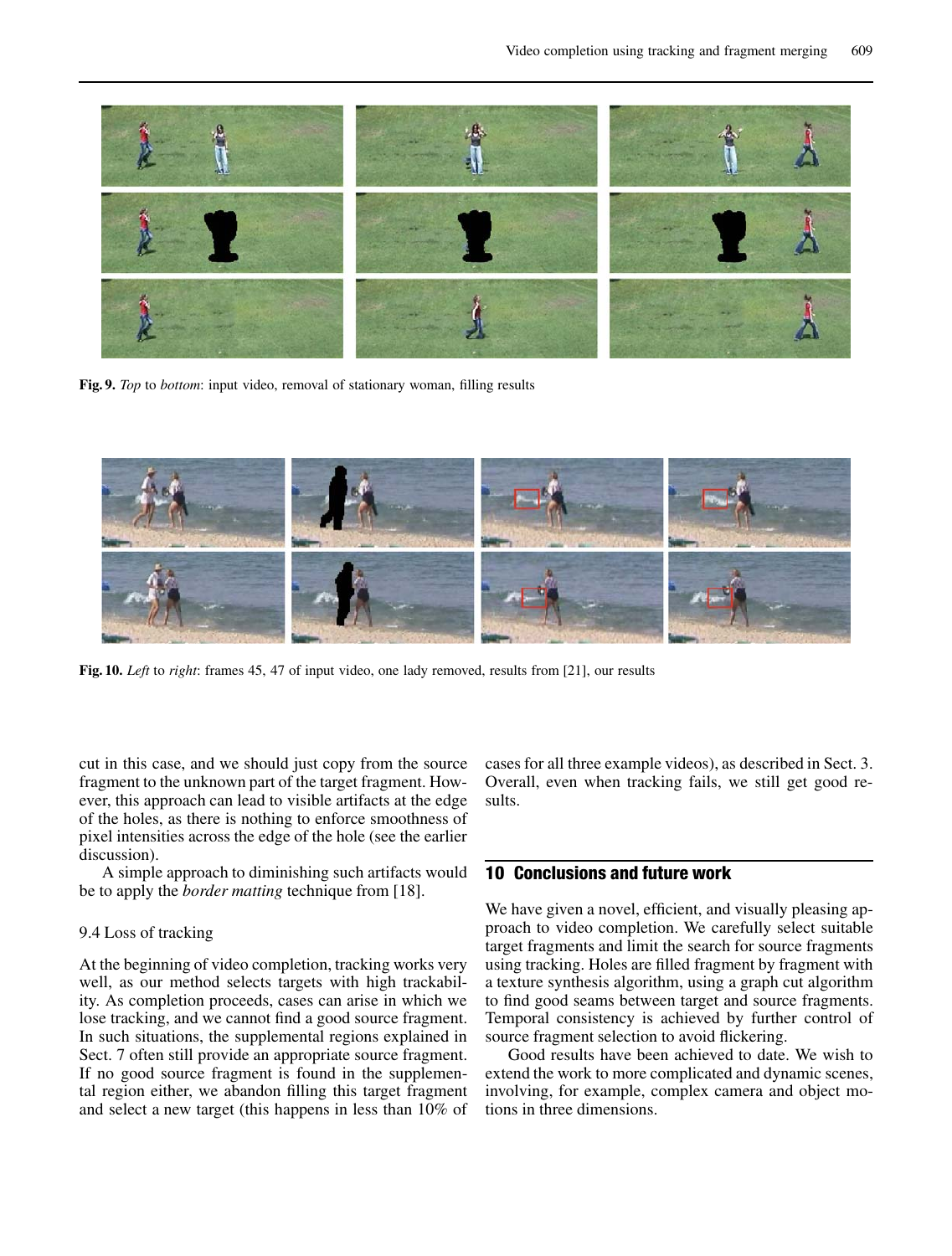**Fig. 9.** *Top* to *bottom*: input video, removal of stationary woman, filling results

**Fig. 10.** *Left* to *right*: frames 45, 47 of input video, one lady removed, results from [21], our results

cut in this case, and we should just copy from the source fragment to the unknown part of the target fragment. However, this approach can lead to visible artifacts at the edge of the holes, as there is nothing to enforce smoothness of pixel intensities across the edge of the hole (see the earlier discussion).

A simple approach to diminishing such artifacts would be to apply the *border matting* technique from [18].

### 9.4 Loss of tracking

At the beginning of video completion, tracking works very well, as our method selects targets with high trackability. As completion proceeds, cases can arise in which we lose tracking, and we cannot find a good source fragment. In such situations, the supplemental regions explained in Sect. 7 often still provide an appropriate source fragment. If no good source fragment is found in the supplemental region either, we abandon filling this target fragment and select a new target (this happens in less than 10% of cases for all three example videos), as described in Sect. 3. Overall, even when tracking fails, we still get good results.

## 10 Conclusions and future work

We have given a novel, efficient, and visually pleasing approach to video completion. We carefully select suitable target fragments and limit the search for source fragments using tracking. Holes are filled fragment by fragment with a texture synthesis algorithm, using a graph cut algorithm to find good seams between target and source fragments. Temporal consistency is achieved by further control of source fragment selection to avoid flickering.

Good results have been achieved to date. We wish to extend the work to more complicated and dynamic scenes, involving, for example, complex camera and object motions in three dimensions.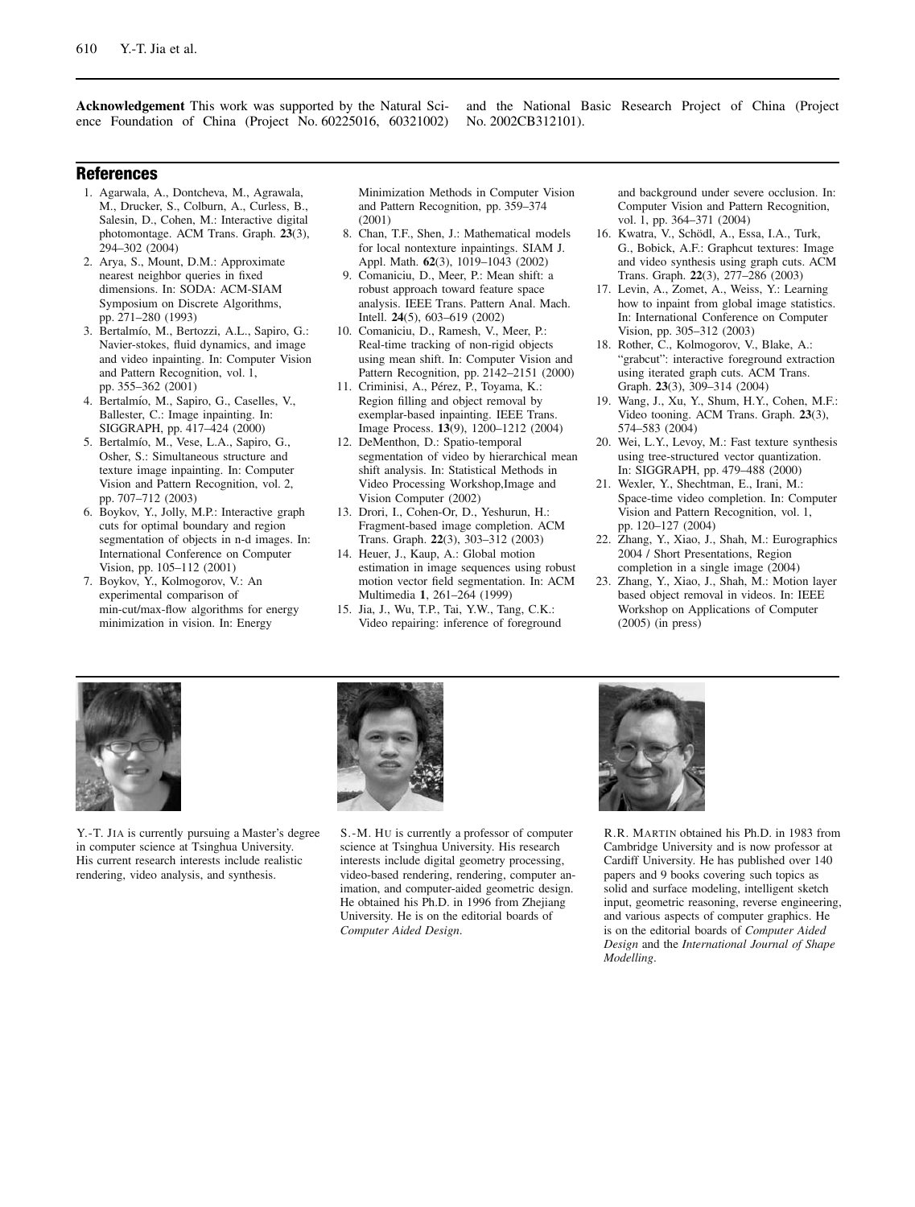**Acknowledgement** This work was supported by the Natural Science Foundation of China (Project No. 60225016, 60321002) and the National Basic Research Project of China (Project No. 2002CB312101).

## References

1. Agarwala, A., Dontcheva, M., Agrawala, M., Drucker, S., Colburn, A., Curless, B., Salesin, D., Cohen, M.: Interactive digital photomontage. ACM Trans. Graph. **23**(3), 294–302 (2004)
2. Arya, S., Mount, D.M.: Approximate nearest neighbor queries in fixed dimensions. In: SODA: ACM-SIAM Symposium on Discrete Algorithms, pp. 271–280 (1993)
3. Bertalmío, M., Bertozzi, A.L., Sapiro, G.: Navier-stokes, fluid dynamics, and image and video inpainting. In: Computer Vision and Pattern Recognition, vol. 1, pp. 355–362 (2001)
4. Bertalmío, M., Sapiro, G., Caselles, V., Ballester, C.: Image inpainting. In: SIGGRAPH, pp. 417–424 (2000)
5. Bertalmío, M., Vese, L.A., Sapiro, G., Osher, S.: Simultaneous structure and texture image inpainting. In: Computer Vision and Pattern Recognition, vol. 2, pp. 707–712 (2003)
6. Boykov, Y., Jolly, M.P.: Interactive graph cuts for optimal boundary and region segmentation of objects in n-d images. In: International Conference on Computer Vision, pp. 105–112 (2001)
7. Boykov, Y., Kolmogorov, V.: An experimental comparison of min-cut/max-flow algorithms for energy minimization in vision. In: Energy Minimization Methods in Computer Vision and Pattern Recognition, pp. 359–374 (2001)
8. Chan, T.F., Shen, J.: Mathematical models for local nontexture inpaintings. SIAM J. Appl. Math. **62**(3), 1019–1043 (2002)
9. Comaniciu, D., Meer, P.: Mean shift: a robust approach toward feature space analysis. IEEE Trans. Pattern Anal. Mach. Intell. **24**(5), 603–619 (2002)
10. Comaniciu, D., Ramesh, V., Meer, P.: Real-time tracking of non-rigid objects using mean shift. In: Computer Vision and Pattern Recognition, pp. 2142–2151 (2000)
11. Criminisi, A., Pérez, P., Toyama, K.: Region filling and object removal by exemplar-based inpainting. IEEE Trans. Image Process. **13**(9), 1200–1212 (2004)
12. DeMenthon, D.: Spatio-temporal segmentation of video by hierarchical mean shift analysis. In: Statistical Methods in Video Processing Workshop,Image and Vision Computer (2002)
13. Drori, I., Cohen-Or, D., Yeshurun, H.: Fragment-based image completion. ACM Trans. Graph. **22**(3), 303–312 (2003)
14. Heuer, J., Kaup, A.: Global motion estimation in image sequences using robust motion vector field segmentation. In: ACM Multimedia **1**, 261–264 (1999)
15. Jia, J., Wu, T.P., Tai, Y.W., Tang, C.K.: Video repairing: inference of foreground and background under severe occlusion. In: Computer Vision and Pattern Recognition, vol. 1, pp. 364–371 (2004)
16. Kwatra, V., Schödl, A., Essa, I.A., Turk, G., Bobick, A.F.: Graphcut textures: Image and video synthesis using graph cuts. ACM Trans. Graph. **22**(3), 277–286 (2003)
17. Levin, A., Zomet, A., Weiss, Y.: Learning how to inpaint from global image statistics. In: International Conference on Computer Vision, pp. 305–312 (2003)
18. Rother, C., Kolmogorov, V., Blake, A.: "grabcut": interactive foreground extraction using iterated graph cuts. ACM Trans. Graph. **23**(3), 309–314 (2004)
19. Wang, J., Xu, Y., Shum, H.Y., Cohen, M.F.: Video tooning. ACM Trans. Graph. **23**(3), 574–583 (2004)
20. Wei, L.Y., Levoy, M.: Fast texture synthesis using tree-structured vector quantization. In: SIGGRAPH, pp. 479–488 (2000)
21. Wexler, Y., Shechtman, E., Irani, M.: Space-time video completion. In: Computer Vision and Pattern Recognition, vol. 1, pp. 120–127 (2004)
22. Zhang, Y., Xiao, J., Shah, M.: Eurographics 2004 / Short Presentations, Region completion in a single image (2004)
23. Zhang, Y., Xiao, J., Shah, M.: Motion layer based object removal in videos. In: IEEE Workshop on Applications of Computer (2005) (in press)

Y.-T. JIA is currently pursuing a Master's degree in computer science at Tsinghua University. His current research interests include realistic rendering, video analysis, and synthesis.

S.-M. HU is currently a professor of computer science at Tsinghua University. His research interests include digital geometry processing, video-based rendering, rendering, computer animation, and computer-aided geometric design. He obtained his Ph.D. in 1996 from Zhejiang University. He is on the editorial boards of *Computer Aided Design*.

R.R. MARTIN obtained his Ph.D. in 1983 from Cambridge University and is now professor at Cardiff University. He has published over 140 papers and 9 books covering such topics as solid and surface modeling, intelligent sketch input, geometric reasoning, reverse engineering, and various aspects of computer graphics. He is on the editorial boards of *Computer Aided Design* and the *International Journal of Shape Modelling*.